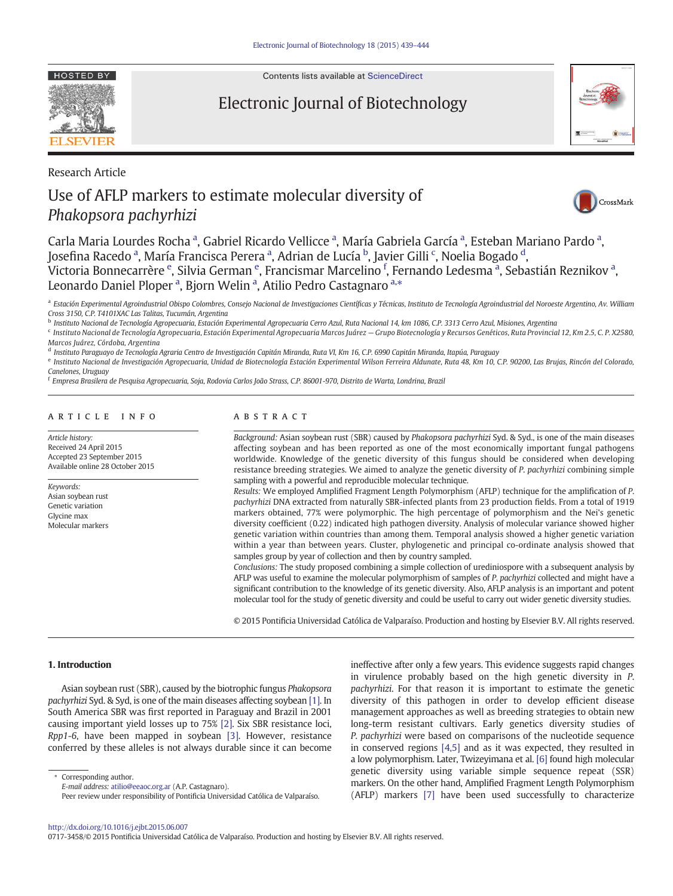Research Article

# Use of AFLP markers to estimate molecular diversity of *Phakopsora pachyrhizi*

Carla Maria Lourdes Rocha [a], Gabriel Ricardo Vellicce [a], María Gabriela García [a], Esteban Mariano Pardo [a], Josefina Racedo [a], María Francisca Perera [a], Adrian de Lucía [b], Javier Gilli [c], Noelia Bogado [d], Victoria Bonnecarrère [e], Silvia German [e], Francismar Marcelino [f], Fernando Ledesma [a], Sebastián Reznikov [a], Leonardo Daniel Ploper [a], Bjorn Welin [a], Atilio Pedro Castagnaro [a,*]

[a] Estación Experimental Agroindustrial Obispo Colombres, Consejo Nacional de Investigaciones Científicas y Técnicas, Instituto de Tecnología Agroindustrial del Noroeste Argentino, Av. William Cross 3150, C.P. T4101XAC Las Talitas, Tucumán, Argentina

[b] Instituto Nacional de Tecnología Agropecuaria, Estación Experimental Agropecuaria Cerro Azul, Ruta Nacional 14, km 1086, C.P. 3313 Cerro Azul, Misiones, Argentina

[c] Instituto Nacional de Tecnología Agropecuaria, Estación Experimental Agropecuaria Marcos Juárez — Grupo Biotecnología y Recursos Genéticos, Ruta Provincial 12, Km 2.5, C. P. X2580, Marcos Juárez, Córdoba, Argentina

[d] Instituto Paraguayo de Tecnología Agraria Centro de Investigación Capitán Miranda, Ruta VI, Km 16, C.P. 6990 Capitán Miranda, Itapúa, Paraguay

[e] Instituto Nacional de Investigación Agropecuaria, Unidad de Biotecnología Estación Experimental Wilson Ferreira Aldunate, Ruta 48, Km 10, C.P. 90200, Las Brujas, Rincón del Colorado, Canelones, Uruguay

[f] Empresa Brasilera de Pesquisa Agropecuaria, Soja, Rodovia Carlos João Strass, C.P. 86001-970, Distrito de Warta, Londrina, Brazil

## ARTICLE INFO

*Article history:*
Received 24 April 2015
Accepted 23 September 2015
Available online 28 October 2015

*Keywords:*
Asian soybean rust
Genetic variation
Glycine max
Molecular markers

## ABSTRACT

*Background:* Asian soybean rust (SBR) caused by *Phakopsora pachyrhizi* Syd. & Syd., is one of the main diseases affecting soybean and has been reported as one of the most economically important fungal pathogens worldwide. Knowledge of the genetic diversity of this fungus should be considered when developing resistance breeding strategies. We aimed to analyze the genetic diversity of *P. pachyrhizi* combining simple sampling with a powerful and reproducible molecular technique.

*Results:* We employed Amplified Fragment Length Polymorphism (AFLP) technique for the amplification of *P. pachyrhizi* DNA extracted from naturally SBR-infected plants from 23 production fields. From a total of 1919 markers obtained, 77% were polymorphic. The high percentage of polymorphism and the Nei's genetic diversity coefficient (0.22) indicated high pathogen diversity. Analysis of molecular variance showed higher genetic variation within countries than among them. Temporal analysis showed a higher genetic variation within a year than between years. Cluster, phylogenetic and principal co-ordinate analysis showed that samples group by year of collection and then by country sampled.

*Conclusions:* The study proposed combining a simple collection of urediniospore with a subsequent analysis by AFLP was useful to examine the molecular polymorphism of samples of *P. pachyrhizi* collected and might have a significant contribution to the knowledge of its genetic diversity. Also, AFLP analysis is an important and potent molecular tool for the study of genetic diversity and could be useful to carry out wider genetic diversity studies.

© 2015 Pontificia Universidad Católica de Valparaíso. Production and hosting by Elsevier B.V. All rights reserved.

## 1. Introduction

Asian soybean rust (SBR), caused by the biotrophic fungus *Phakopsora pachyrhizi* Syd. & Syd, is one of the main diseases affecting soybean [1]. In South America SBR was first reported in Paraguay and Brazil in 2001 causing important yield losses up to 75% [2]. Six SBR resistance loci, *Rpp1-6*, have been mapped in soybean [3]. However, resistance conferred by these alleles is not always durable since it can become ineffective after only a few years. This evidence suggests rapid changes in virulence probably based on the high genetic diversity in *P. pachyrhizi*. For that reason it is important to estimate the genetic diversity of this pathogen in order to develop efficient disease management approaches as well as breeding strategies to obtain new long-term resistant cultivars. Early genetics diversity studies of *P. pachyrhizi* were based on comparisons of the nucleotide sequence in conserved regions [4,5] and as it was expected, they resulted in a low polymorphism. Later, Twizeyimana et al. [6] found high molecular genetic diversity using variable simple sequence repeat (SSR) markers. On the other hand, Amplified Fragment Length Polymorphism (AFLP) markers [7] have been used successfully to characterize

* Corresponding author.
E-mail address: atilio@eeaoc.org.ar (A.P. Castagnaro).
Peer review under responsibility of Pontificia Universidad Católica de Valparaíso.

http://dx.doi.org/10.1016/j.ejbt.2015.06.007
0717-3458/© 2015 Pontificia Universidad Católica de Valparaíso. Production and hosting by Elsevier B.V. All rights reserved.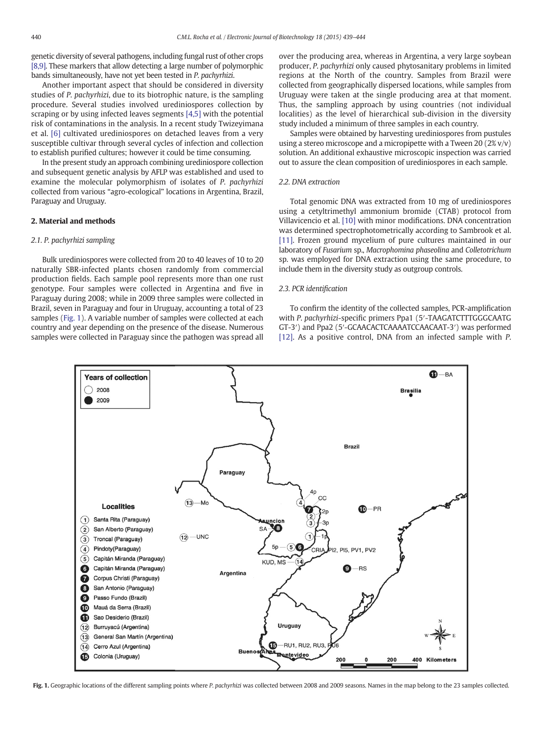genetic diversity of several pathogens, including fungal rust of other crops [8,9]. These markers that allow detecting a large number of polymorphic bands simultaneously, have not yet been tested in *P. pachyrhizi*.

Another important aspect that should be considered in diversity studies of *P. pachyrhizi*, due to its biotrophic nature, is the sampling procedure. Several studies involved urediniospores collection by scraping or by using infected leaves segments [4,5] with the potential risk of contaminations in the analysis. In a recent study Twizeyimana et al. [6] cultivated urediniospores on detached leaves from a very susceptible cultivar through several cycles of infection and collection to establish purified cultures; however it could be time consuming.

In the present study an approach combining urediniospore collection and subsequent genetic analysis by AFLP was established and used to examine the molecular polymorphism of isolates of *P. pachyrhizi* collected from various "agro-ecological" locations in Argentina, Brazil, Paraguay and Uruguay.

## 2. Material and methods

### 2.1. *P. pachyrhizi* sampling

Bulk urediniospores were collected from 20 to 40 leaves of 10 to 20 naturally SBR-infected plants chosen randomly from commercial production fields. Each sample pool represents more than one rust genotype. Four samples were collected in Argentina and five in Paraguay during 2008; while in 2009 three samples were collected in Brazil, seven in Paraguay and four in Uruguay, accounting a total of 23 samples (Fig. 1). A variable number of samples were collected at each country and year depending on the presence of the disease. Numerous samples were collected in Paraguay since the pathogen was spread all over the producing area, whereas in Argentina, a very large soybean producer, *P. pachyrhizi* only caused phytosanitary problems in limited regions at the North of the country. Samples from Brazil were collected from geographically dispersed locations, while samples from Uruguay were taken at the single producing area at that moment. Thus, the sampling approach by using countries (not individual localities) as the level of hierarchical sub-division in the diversity study included a minimum of three samples in each country.

Samples were obtained by harvesting urediniospores from pustules using a stereo microscope and a micropipette with a Tween 20 (2% v/v) solution. An additional exhaustive microscopic inspection was carried out to assure the clean composition of urediniospores in each sample.

### 2.2. DNA extraction

Total genomic DNA was extracted from 10 mg of urediniospores using a cetyltrimethyl ammonium bromide (CTAB) protocol from Villavicencio et al. [10] with minor modifications. DNA concentration was determined spectrophotometrically according to Sambrook et al. [11]. Frozen ground mycelium of pure cultures maintained in our laboratory of *Fusarium* sp., *Macrophomina phaseolina* and *Colletotrichum* sp. was employed for DNA extraction using the same procedure, to include them in the diversity study as outgroup controls.

### 2.3. PCR identification

To confirm the identity of the collected samples, PCR-amplification with *P. pachyrhizi*-specific primers Ppa1 (5′-TAAGATCTTTGGGCAATG GT-3′) and Ppa2 (5′-GCAACACTCAAAATCCAACAAT-3′) was performed [12]. As a positive control, DNA from an infected sample with *P.*

**Fig. 1.** Geographic locations of the different sampling points where *P. pachyrhizi* was collected between 2008 and 2009 seasons. Names in the map belong to the 23 samples collected.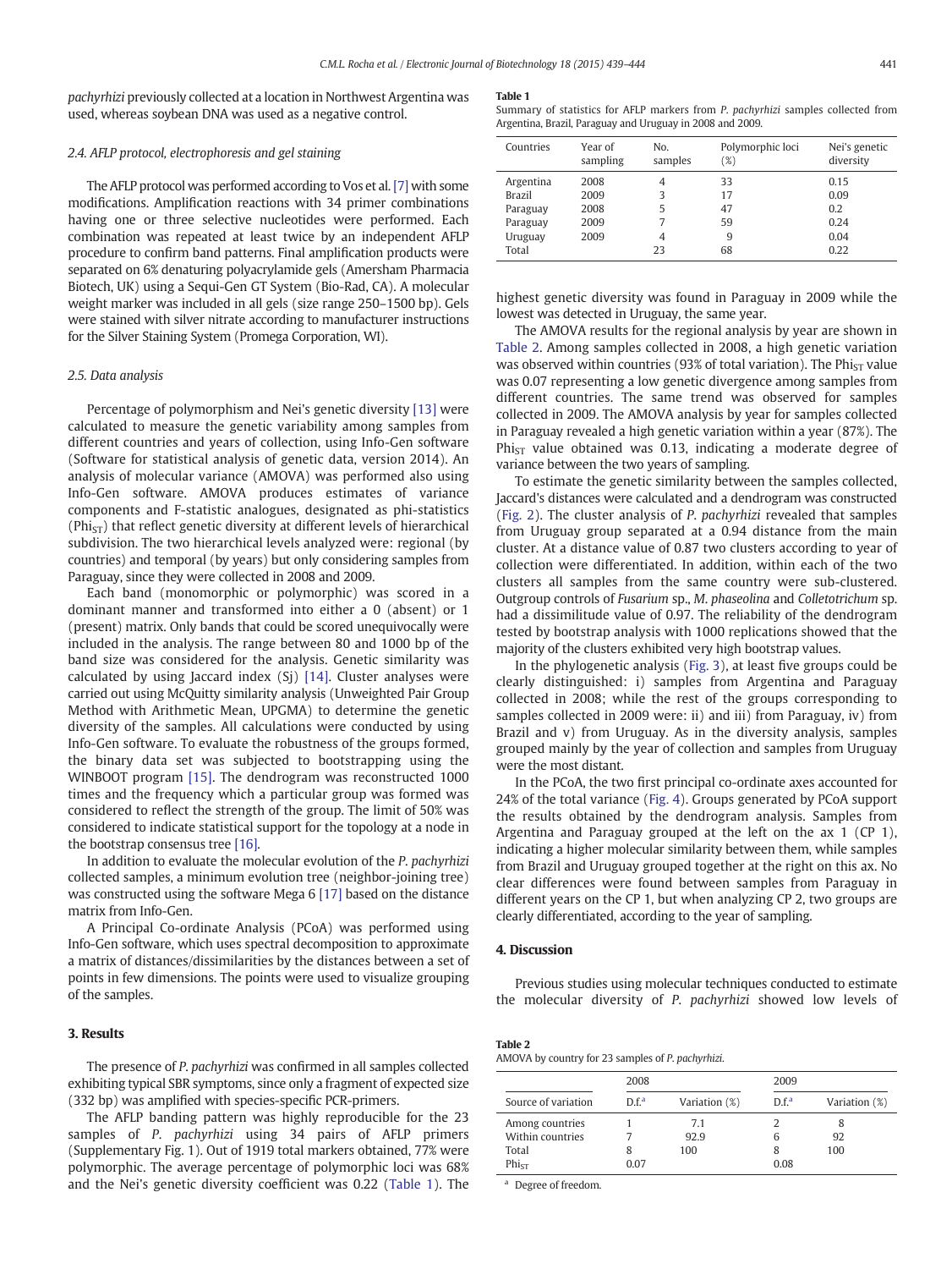*pachyrhizi* previously collected at a location in Northwest Argentina was used, whereas soybean DNA was used as a negative control.

### 2.4. AFLP protocol, electrophoresis and gel staining

The AFLP protocol was performed according to Vos et al. [7] with some modifications. Amplification reactions with 34 primer combinations having one or three selective nucleotides were performed. Each combination was repeated at least twice by an independent AFLP procedure to confirm band patterns. Final amplification products were separated on 6% denaturing polyacrylamide gels (Amersham Pharmacia Biotech, UK) using a Sequi-Gen GT System (Bio-Rad, CA). A molecular weight marker was included in all gels (size range 250–1500 bp). Gels were stained with silver nitrate according to manufacturer instructions for the Silver Staining System (Promega Corporation, WI).

### 2.5. Data analysis

Percentage of polymorphism and Nei's genetic diversity [13] were calculated to measure the genetic variability among samples from different countries and years of collection, using Info-Gen software (Software for statistical analysis of genetic data, version 2014). An analysis of molecular variance (AMOVA) was performed also using Info-Gen software. AMOVA produces estimates of variance components and F-statistic analogues, designated as phi-statistics ($Phi_{ST}$) that reflect genetic diversity at different levels of hierarchical subdivision. The two hierarchical levels analyzed were: regional (by countries) and temporal (by years) but only considering samples from Paraguay, since they were collected in 2008 and 2009.

Each band (monomorphic or polymorphic) was scored in a dominant manner and transformed into either a 0 (absent) or 1 (present) matrix. Only bands that could be scored unequivocally were included in the analysis. The range between 80 and 1000 bp of the band size was considered for the analysis. Genetic similarity was calculated by using Jaccard index (Sj) [14]. Cluster analyses were carried out using McQuitty similarity analysis (Unweighted Pair Group Method with Arithmetic Mean, UPGMA) to determine the genetic diversity of the samples. All calculations were conducted by using Info-Gen software. To evaluate the robustness of the groups formed, the binary data set was subjected to bootstrapping using the WINBOOT program [15]. The dendrogram was reconstructed 1000 times and the frequency which a particular group was formed was considered to reflect the strength of the group. The limit of 50% was considered to indicate statistical support for the topology at a node in the bootstrap consensus tree [16].

In addition to evaluate the molecular evolution of the *P. pachyrhizi* collected samples, a minimum evolution tree (neighbor-joining tree) was constructed using the software Mega 6 [17] based on the distance matrix from Info-Gen.

A Principal Co-ordinate Analysis (PCoA) was performed using Info-Gen software, which uses spectral decomposition to approximate a matrix of distances/dissimilarities by the distances between a set of points in few dimensions. The points were used to visualize grouping of the samples.

## 3. Results

The presence of *P. pachyrhizi* was confirmed in all samples collected exhibiting typical SBR symptoms, since only a fragment of expected size (332 bp) was amplified with species-specific PCR-primers.

The AFLP banding pattern was highly reproducible for the 23 samples of *P. pachyrhizi* using 34 pairs of AFLP primers (Supplementary Fig. 1). Out of 1919 total markers obtained, 77% were polymorphic. The average percentage of polymorphic loci was 68% and the Nei's genetic diversity coefficient was 0.22 (Table 1). The highest genetic diversity was found in Paraguay in 2009 while the lowest was detected in Uruguay, the same year.

**Table 1**
Summary of statistics for AFLP markers from *P. pachyrhizi* samples collected from Argentina, Brazil, Paraguay and Uruguay in 2008 and 2009.

| Countries | Year of sampling | No. samples | Polymorphic loci (%) | Nei's genetic diversity |
|---|---|---|---|---|
| Argentina | 2008 | 4 | 33 | 0.15 |
| Brazil | 2009 | 3 | 17 | 0.09 |
| Paraguay | 2008 | 5 | 47 | 0.2 |
| Paraguay | 2009 | 7 | 59 | 0.24 |
| Uruguay | 2009 | 4 | 9 | 0.04 |
| Total | | 23 | 68 | 0.22 |

The AMOVA results for the regional analysis by year are shown in Table 2. Among samples collected in 2008, a high genetic variation was observed within countries (93% of total variation). The $Phi_{ST}$ value was 0.07 representing a low genetic divergence among samples from different countries. The same trend was observed for samples collected in 2009. The AMOVA analysis by year for samples collected in Paraguay revealed a high genetic variation within a year (87%). The $Phi_{ST}$ value obtained was 0.13, indicating a moderate degree of variance between the two years of sampling.

To estimate the genetic similarity between the samples collected, Jaccard's distances were calculated and a dendrogram was constructed (Fig. 2). The cluster analysis of *P. pachyrhizi* revealed that samples from Uruguay group separated at a 0.94 distance from the main cluster. At a distance value of 0.87 two clusters according to year of collection were differentiated. In addition, within each of the two clusters all samples from the same country were sub-clustered. Outgroup controls of *Fusarium* sp., *M. phaseolina* and *Colletotrichum* sp. had a dissimilitude value of 0.97. The reliability of the dendrogram tested by bootstrap analysis with 1000 replications showed that the majority of the clusters exhibited very high bootstrap values.

In the phylogenetic analysis (Fig. 3), at least five groups could be clearly distinguished: i) samples from Argentina and Paraguay collected in 2008; while the rest of the groups corresponding to samples collected in 2009 were: ii) and iii) from Paraguay, iv) from Brazil and v) from Uruguay. As in the diversity analysis, samples grouped mainly by the year of collection and samples from Uruguay were the most distant.

In the PCoA, the two first principal co-ordinate axes accounted for 24% of the total variance (Fig. 4). Groups generated by PCoA support the results obtained by the dendrogram analysis. Samples from Argentina and Paraguay grouped at the left on the ax 1 (CP 1), indicating a higher molecular similarity between them, while samples from Brazil and Uruguay grouped together at the right on this ax. No clear differences were found between samples from Paraguay in different years on the CP 1, but when analyzing CP 2, two groups are clearly differentiated, according to the year of sampling.

## 4. Discussion

Previous studies using molecular techniques conducted to estimate the molecular diversity of *P. pachyrhizi* showed low levels of

**Table 2**
AMOVA by country for 23 samples of *P. pachyrhizi*.

| | 2008 | | 2009 | |
|---|---|---|---|---|
| Source of variation | D.f.[a] | Variation (%) | D.f.[a] | Variation (%) |
| Among countries | 1 | 7.1 | 2 | 8 |
| Within countries | 7 | 92.9 | 6 | 92 |
| Total | 8 | 100 | 8 | 100 |
| $Phi_{ST}$ | 0.07 | | 0.08 | |

[a] Degree of freedom.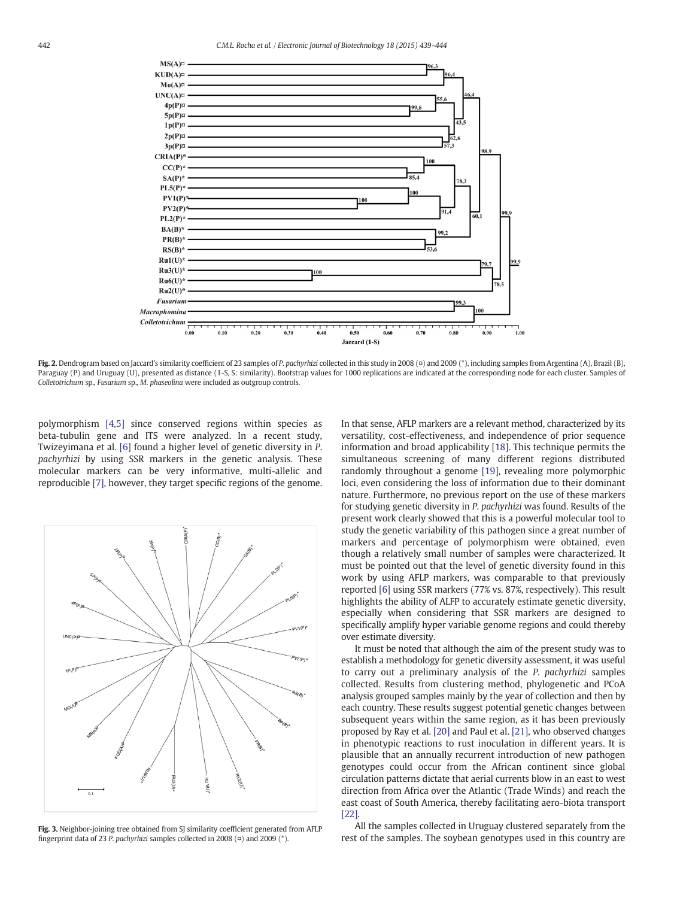Fig. 2. Dendrogram based on Jaccard's similarity coefficient of 23 samples of *P. pachyrhizi* collected in this study in 2008 (¤) and 2009 (*), including samples from Argentina (A), Brazil (B), Paraguay (P) and Uruguay (U), presented as distance (1-S, S: similarity). Bootstrap values for 1000 replications are indicated at the corresponding node for each cluster. Samples of *Colletotrichum* sp., *Fusarium* sp., *M. phaseolina* were included as outgroup controls.

Fig. 3. Neighbor-joining tree obtained from SJ similarity coefficient generated from AFLP fingerprint data of 23 *P. pachyrhizi* samples collected in 2008 (¤) and 2009 (*).

polymorphism [4,5] since conserved regions within species as beta-tubulin gene and ITS were analyzed. In a recent study, Twizeyimana et al. [6] found a higher level of genetic diversity in *P. pachyrhizi* by using SSR markers in the genetic analysis. These molecular markers can be very informative, multi-allelic and reproducible [7], however, they target specific regions of the genome.

In that sense, AFLP markers are a relevant method, characterized by its versatility, cost-effectiveness, and independence of prior sequence information and broad applicability [18]. This technique permits the simultaneous screening of many different regions distributed randomly throughout a genome [19], revealing more polymorphic loci, even considering the loss of information due to their dominant nature. Furthermore, no previous report on the use of these markers for studying genetic diversity in *P. pachyrhizi* was found. Results of the present work clearly showed that this is a powerful molecular tool to study the genetic variability of this pathogen since a great number of markers and percentage of polymorphism were obtained, even though a relatively small number of samples were characterized. It must be pointed out that the level of genetic diversity found in this work by using AFLP markers, was comparable to that previously reported [6] using SSR markers (77% vs. 87%, respectively). This result highlights the ability of ALFP to accurately estimate genetic diversity, especially when considering that SSR markers are designed to specifically amplify hyper variable genome regions and could thereby over estimate diversity.

It must be noted that although the aim of the present study was to establish a methodology for genetic diversity assessment, it was useful to carry out a preliminary analysis of the *P. pachyrhizi* samples collected. Results from clustering method, phylogenetic and PCoA analysis grouped samples mainly by the year of collection and then by each country. These results suggest potential genetic changes between subsequent years within the same region, as it has been previously proposed by Ray et al. [20] and Paul et al. [21], who observed changes in phenotypic reactions to rust inoculation in different years. It is plausible that an annually recurrent introduction of new pathogen genotypes could occur from the African continent since global circulation patterns dictate that aerial currents blow in an east to west direction from Africa over the Atlantic (Trade Winds) and reach the east coast of South America, thereby facilitating aero-biota transport [22].

All the samples collected in Uruguay clustered separately from the rest of the samples. The soybean genotypes used in this country are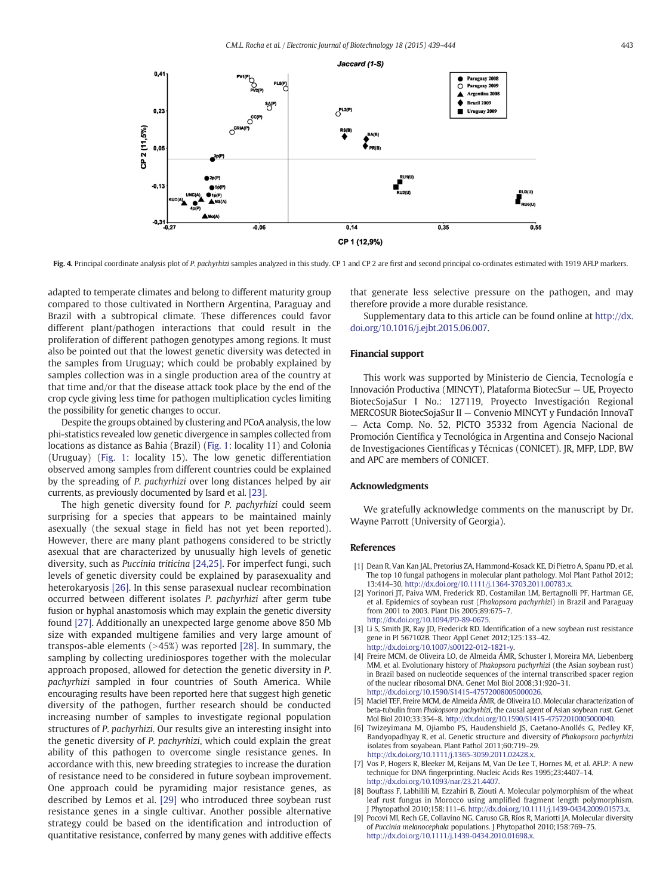Jaccard (1-S)

Paraguay 2008
Paraguay 2009
Argentina 2008
Brazil 2009
Uruguay 2009

0,41
0,23
0,05
-0,13
-0,31
CP 2 (11,5%)

-0,27
-0,06
0,14
0,35
0,55
CP 1 (12,9%)

PV1(P)
PV2(P)
PL5(P)
SA(P)
CC(P)
CRIA(P)
PL2(P)
RS(B)
BA(B)
PR(B)
3p(P)
2p(P)
5p(P)
1p(P)
UNC(A)
KUD(A)
4p(P)
MS(A)
Mo(A)
RU1(U)
RU2(U)
RU3(U)
RU6(U)

**Fig. 4.** Principal coordinate analysis plot of *P. pachyrhizi* samples analyzed in this study. CP 1 and CP 2 are first and second principal co-ordinates estimated with 1919 AFLP markers.

adapted to temperate climates and belong to different maturity group compared to those cultivated in Northern Argentina, Paraguay and Brazil with a subtropical climate. These differences could favor different plant/pathogen interactions that could result in the proliferation of different pathogen genotypes among regions. It must also be pointed out that the lowest genetic diversity was detected in the samples from Uruguay; which could be probably explained by samples collection was in a single production area of the country at that time and/or that the disease attack took place by the end of the crop cycle giving less time for pathogen multiplication cycles limiting the possibility for genetic changes to occur.

Despite the groups obtained by clustering and PCoA analysis, the low phi-statistics revealed low genetic divergence in samples collected from locations as distance as Bahia (Brazil) (Fig. 1: locality 11) and Colonia (Uruguay) (Fig. 1: locality 15). The low genetic differentiation observed among samples from different countries could be explained by the spreading of *P. pachyrhizi* over long distances helped by air currents, as previously documented by Isard et al. [23].

The high genetic diversity found for *P. pachyrhizi* could seem surprising for a species that appears to be maintained mainly asexually (the sexual stage in field has not yet been reported). However, there are many plant pathogens considered to be strictly asexual that are characterized by unusually high levels of genetic diversity, such as *Puccinia triticina* [24,25]. For imperfect fungi, such levels of genetic diversity could be explained by parasexuality and heterokaryosis [26]. In this sense parasexual nuclear recombination occurred between different isolates *P. pachyrhizi* after germ tube fusion or hyphal anastomosis which may explain the genetic diversity found [27]. Additionally an unexpected large genome above 850 Mb size with expanded multigene families and very large amount of transpos-able elements (>45%) was reported [28]. In summary, the sampling by collecting urediniospores together with the molecular approach proposed, allowed for detection the genetic diversity in *P. pachyrhizi* sampled in four countries of South America. While encouraging results have been reported here that suggest high genetic diversity of the pathogen, further research should be conducted increasing number of samples to investigate regional population structures of *P. pachyrhizi*. Our results give an interesting insight into the genetic diversity of *P. pachyrhizi*, which could explain the great ability of this pathogen to overcome single resistance genes. In accordance with this, new breeding strategies to increase the duration of resistance need to be considered in future soybean improvement. One approach could be pyramiding major resistance genes, as described by Lemos et al. [29] who introduced three soybean rust resistance genes in a single cultivar. Another possible alternative strategy could be based on the identification and introduction of quantitative resistance, conferred by many genes with additive effects that generate less selective pressure on the pathogen, and may therefore provide a more durable resistance.

Supplementary data to this article can be found online at http://dx.doi.org/10.1016/j.ejbt.2015.06.007.

## Financial support

This work was supported by Ministerio de Ciencia, Tecnología e Innovación Productiva (MINCYT), Plataforma BiotecSur — UE, Proyecto BiotecSojaSur I No.: 127119, Proyecto Investigación Regional MERCOSUR BiotecSojaSur II — Convenio MINCYT y Fundación InnovaT — Acta Comp. No. 52, PICTO 35332 from Agencia Nacional de Promoción Científica y Tecnológica in Argentina and Consejo Nacional de Investigaciones Científicas y Técnicas (CONICET). JR, MFP, LDP, BW and APC are members of CONICET.

## Acknowledgments

We gratefully acknowledge comments on the manuscript by Dr. Wayne Parrott (University of Georgia).

## References

[1] Dean R, Van Kan JAL, Pretorius ZA, Hammond-Kosack KE, Di Pietro A, Spanu PD, et al. The top 10 fungal pathogens in molecular plant pathology. Mol Plant Pathol 2012; 13:414–30. http://dx.doi.org/10.1111/j.1364-3703.2011.00783.x.

[2] Yorinori JT, Paiva WM, Frederick RD, Costamilan LM, Bertagnolli PF, Hartman GE, et al. Epidemics of soybean rust (*Phakopsora pachyrhizi*) in Brazil and Paraguay from 2001 to 2003. Plant Dis 2005;89:675–7. http://dx.doi.org/10.1094/PD-89-0675.

[3] Li S, Smith JR, Ray JD, Frederick RD. Identification of a new soybean rust resistance gene in PI 567102B. Theor Appl Genet 2012;125:133–42. http://dx.doi.org/10.1007/s00122-012-1821-y.

[4] Freire MCM, de Oliveira LO, de Almeida ÁMR, Schuster I, Moreira MA, Liebenberg MM, et al. Evolutionary history of *Phakopsora pachyrhizi* (the Asian soybean rust) in Brazil based on nucleotide sequences of the internal transcribed spacer region of the nuclear ribosomal DNA. Genet Mol Biol 2008;31:920–31. http://dx.doi.org/10.1590/S1415-47572008000500026.

[5] Maciel TEF, Freire MCM, de Almeida ÁMR, de Oliveira LO. Molecular characterization of beta-tubulin from *Phakopsora pachyrhizi*, the causal agent of Asian soybean rust. Genet Mol Biol 2010;33:354–8. http://dx.doi.org/10.1590/S1415-47572010005000040.

[6] Twizeyimana M, Ojiambo PS, Haudenshield JS, Caetano-Anollés G, Pedley KF, Bandyopadhyay R, et al. Genetic structure and diversity of *Phakopsora pachyrhizi* isolates from soyabean. Plant Pathol 2011;60:719–29. http://dx.doi.org/10.1111/j.1365-3059.2011.02428.x.

[7] Vos P, Hogers R, Bleeker M, Reijans M, Van De Lee T, Hornes M, et al. AFLP: A new technique for DNA fingerprinting. Nucleic Acids Res 1995;23:4407–14. http://dx.doi.org/10.1093/nar/23.21.4407.

[8] Bouftass F, Labhilili M, Ezzahiri B, Ziouti A. Molecular polymorphism of the wheat leaf rust fungus in Morocco using amplified fragment length polymorphism. J Phytopathol 2010;158:111–6. http://dx.doi.org/10.1111/j.1439-0434.2009.01573.x.

[9] Pocovi MI, Rech GE, Collavino NG, Caruso GB, Ríos R, Mariotti JA. Molecular diversity of *Puccinia melanocephala* populations. J Phytopathol 2010;158:769–75. http://dx.doi.org/10.1111/j.1439-0434.2010.01698.x.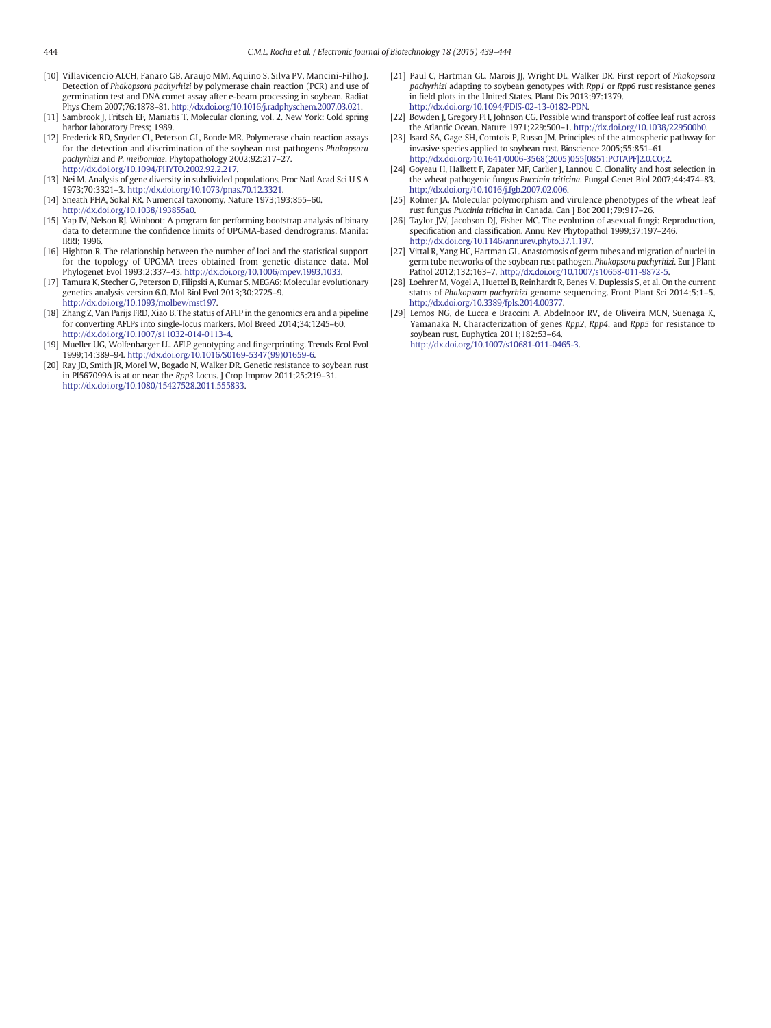[10] Villavicencio ALCH, Fanaro GB, Araujo MM, Aquino S, Silva PV, Mancini-Filho J. Detection of *Phakopsora pachyrhizi* by polymerase chain reaction (PCR) and use of germination test and DNA comet assay after e-beam processing in soybean. Radiat Phys Chem 2007;76:1878–81. http://dx.doi.org/10.1016/j.radphyschem.2007.03.021.

[11] Sambrook J, Fritsch EF, Maniatis T. Molecular cloning, vol. 2. New York: Cold spring harbor laboratory Press; 1989.

[12] Frederick RD, Snyder CL, Peterson GL, Bonde MR. Polymerase chain reaction assays for the detection and discrimination of the soybean rust pathogens *Phakopsora pachyrhizi* and *P. meibomiae*. Phytopathology 2002;92:217–27. http://dx.doi.org/10.1094/PHYTO.2002.92.2.217.

[13] Nei M. Analysis of gene diversity in subdivided populations. Proc Natl Acad Sci U S A 1973;70:3321–3. http://dx.doi.org/10.1073/pnas.70.12.3321.

[14] Sneath PHA, Sokal RR. Numerical taxonomy. Nature 1973;193:855–60. http://dx.doi.org/10.1038/193855a0.

[15] Yap IV, Nelson RJ. Winboot: A program for performing bootstrap analysis of binary data to determine the confidence limits of UPGMA-based dendrograms. Manila: IRRI; 1996.

[16] Highton R. The relationship between the number of loci and the statistical support for the topology of UPGMA trees obtained from genetic distance data. Mol Phylogenet Evol 1993;2:337–43. http://dx.doi.org/10.1006/mpev.1993.1033.

[17] Tamura K, Stecher G, Peterson D, Filipski A, Kumar S. MEGA6: Molecular evolutionary genetics analysis version 6.0. Mol Biol Evol 2013;30:2725–9. http://dx.doi.org/10.1093/molbev/mst197.

[18] Zhang Z, Van Parijs FRD, Xiao B. The status of AFLP in the genomics era and a pipeline for converting AFLPs into single-locus markers. Mol Breed 2014;34:1245–60. http://dx.doi.org/10.1007/s11032-014-0113-4.

[19] Mueller UG, Wolfenbarger LL. AFLP genotyping and fingerprinting. Trends Ecol Evol 1999;14:389–94. http://dx.doi.org/10.1016/S0169-5347(99)01659-6.

[20] Ray JD, Smith JR, Morel W, Bogado N, Walker DR. Genetic resistance to soybean rust in PI567099A is at or near the *Rpp3* Locus. J Crop Improv 2011;25:219–31. http://dx.doi.org/10.1080/15427528.2011.555833.

[21] Paul C, Hartman GL, Marois JJ, Wright DL, Walker DR. First report of *Phakopsora pachyrhizi* adapting to soybean genotypes with *Rpp1* or *Rpp6* rust resistance genes in field plots in the United States. Plant Dis 2013;97:1379. http://dx.doi.org/10.1094/PDIS-02-13-0182-PDN.

[22] Bowden J, Gregory PH, Johnson CG. Possible wind transport of coffee leaf rust across the Atlantic Ocean. Nature 1971;229:500–1. http://dx.doi.org/10.1038/229500b0.

[23] Isard SA, Gage SH, Comtois P, Russo JM. Principles of the atmospheric pathway for invasive species applied to soybean rust. Bioscience 2005;55:851–61. http://dx.doi.org/10.1641/0006-3568(2005)055[0851:POTAPF]2.0.CO;2.

[24] Goyeau H, Halkett F, Zapater MF, Carlier J, Lannou C. Clonality and host selection in the wheat pathogenic fungus *Puccinia triticina*. Fungal Genet Biol 2007;44:474–83. http://dx.doi.org/10.1016/j.fgb.2007.02.006.

[25] Kolmer JA. Molecular polymorphism and virulence phenotypes of the wheat leaf rust fungus *Puccinia triticina* in Canada. Can J Bot 2001;79:917–26.

[26] Taylor JW, Jacobson DJ, Fisher MC. The evolution of asexual fungi: Reproduction, specification and classification. Annu Rev Phytopathol 1999;37:197–246. http://dx.doi.org/10.1146/annurev.phyto.37.1.197.

[27] Vittal R, Yang HC, Hartman GL. Anastomosis of germ tubes and migration of nuclei in germ tube networks of the soybean rust pathogen, *Phakopsora pachyrhizi*. Eur J Plant Pathol 2012;132:163–7. http://dx.doi.org/10.1007/s10658-011-9872-5.

[28] Loehrer M, Vogel A, Huettel B, Reinhardt R, Benes V, Duplessis S, et al. On the current status of *Phakopsora pachyrhizi* genome sequencing. Front Plant Sci 2014;5:1–5. http://dx.doi.org/10.3389/fpls.2014.00377.

[29] Lemos NG, de Lucca e Braccini A, Abdelnoor RV, de Oliveira MCN, Suenaga K, Yamanaka N. Characterization of genes *Rpp2*, *Rpp4*, and *Rpp5* for resistance to soybean rust. Euphytica 2011;182:53–64. http://dx.doi.org/10.1007/s10681-011-0465-3.